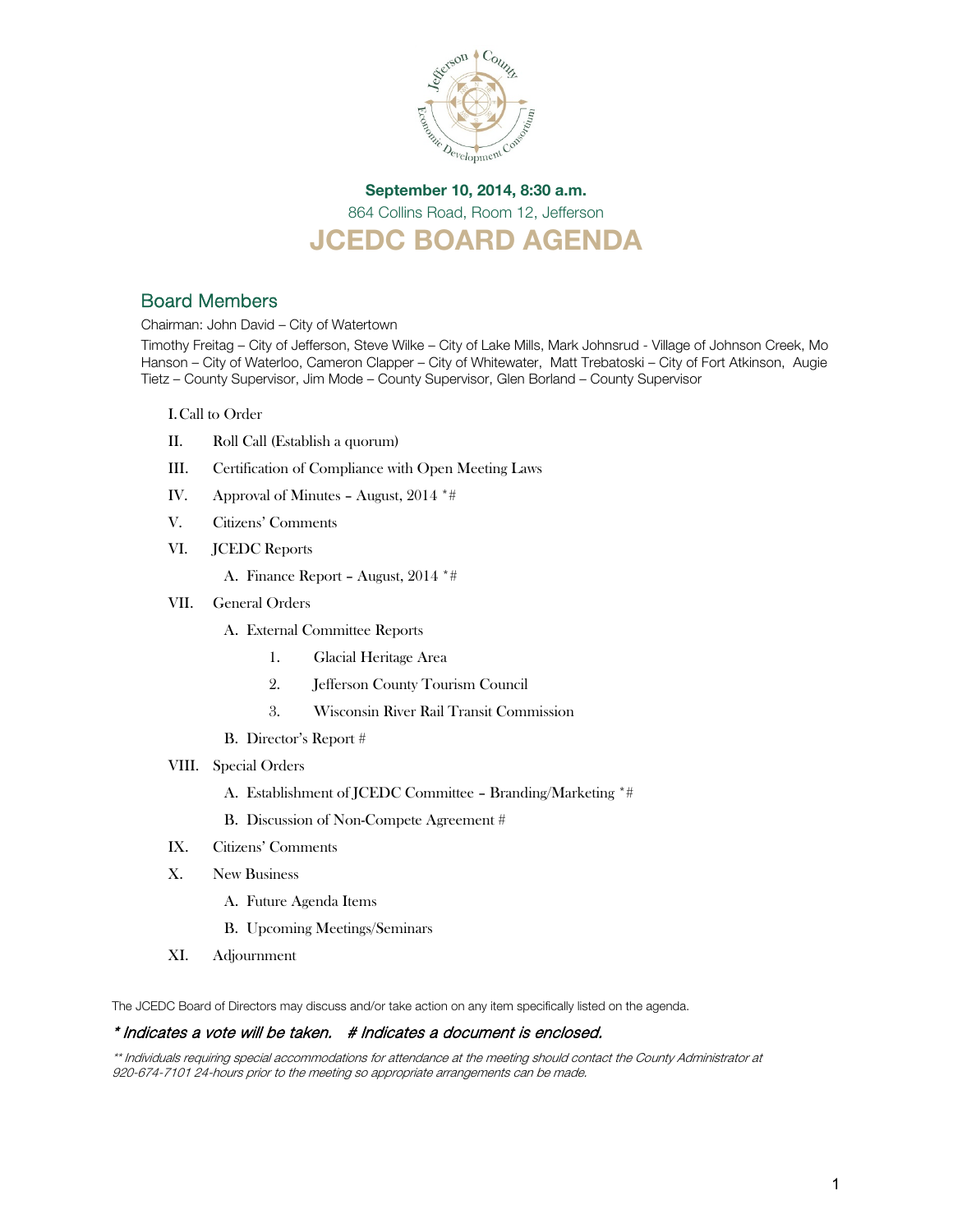**September 10, 2014, 8:30 a.m.**

864 Collins Road, Room 12, Jefferson

# JCEDC BOARD AGENDA

## Board Members

Chairman: John David – City of Watertown

Timothy Freitag – City of Jefferson, Steve Wilke – City of Lake Mills, Mark Johnsrud - Village of Johnson Creek, Mo Hanson – City of Waterloo, Cameron Clapper – City of Whitewater, Matt Trebatoski – City of Fort Atkinson, Augie Tietz – County Supervisor, Jim Mode – County Supervisor, Glen Borland – County Supervisor

I. Call to Order

II. Roll Call (Establish a quorum)

III. Certification of Compliance with Open Meeting Laws

IV. Approval of Minutes – August, 2014 *#

V. Citizens' Comments

VI. JCEDC Reports

  A. Finance Report – August, 2014 *#

VII. General Orders

  A. External Committee Reports

    1. Glacial Heritage Area

    2. Jefferson County Tourism Council

    3. Wisconsin River Rail Transit Commission

  B. Director's Report #

VIII. Special Orders

  A. Establishment of JCEDC Committee – Branding/Marketing *#

  B. Discussion of Non-Compete Agreement #

IX. Citizens' Comments

X. New Business

  A. Future Agenda Items

  B. Upcoming Meetings/Seminars

XI. Adjournment

The JCEDC Board of Directors may discuss and/or take action on any item specifically listed on the agenda.

*\* Indicates a vote will be taken. # Indicates a document is enclosed.*

*\*\* Individuals requiring special accommodations for attendance at the meeting should contact the County Administrator at 920-674-7101 24-hours prior to the meeting so appropriate arrangements can be made.*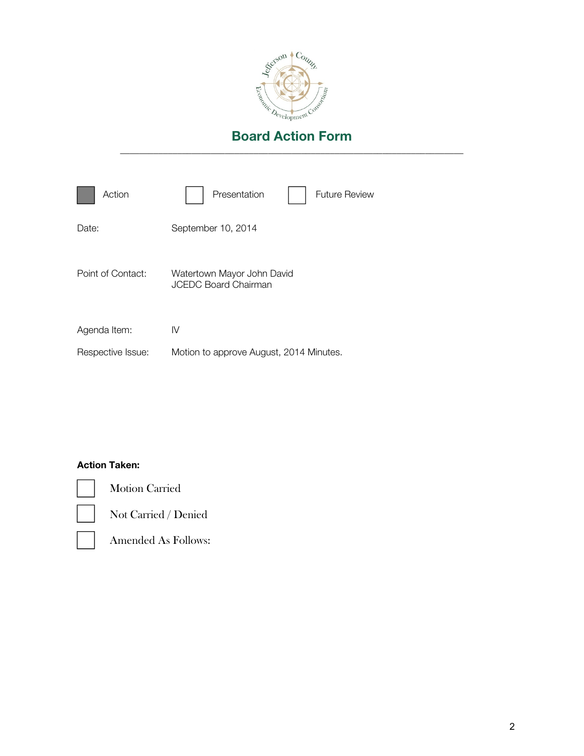# Board Action Form

---

- [x] Action
- [ ] Presentation
- [ ] Future Review

Date: September 10, 2014

Point of Contact: Watertown Mayor John David
JCEDC Board Chairman

Agenda Item: IV

Respective Issue: Motion to approve August, 2014 Minutes.

**Action Taken:**

- [ ] Motion Carried
- [ ] Not Carried / Denied
- [ ] Amended As Follows: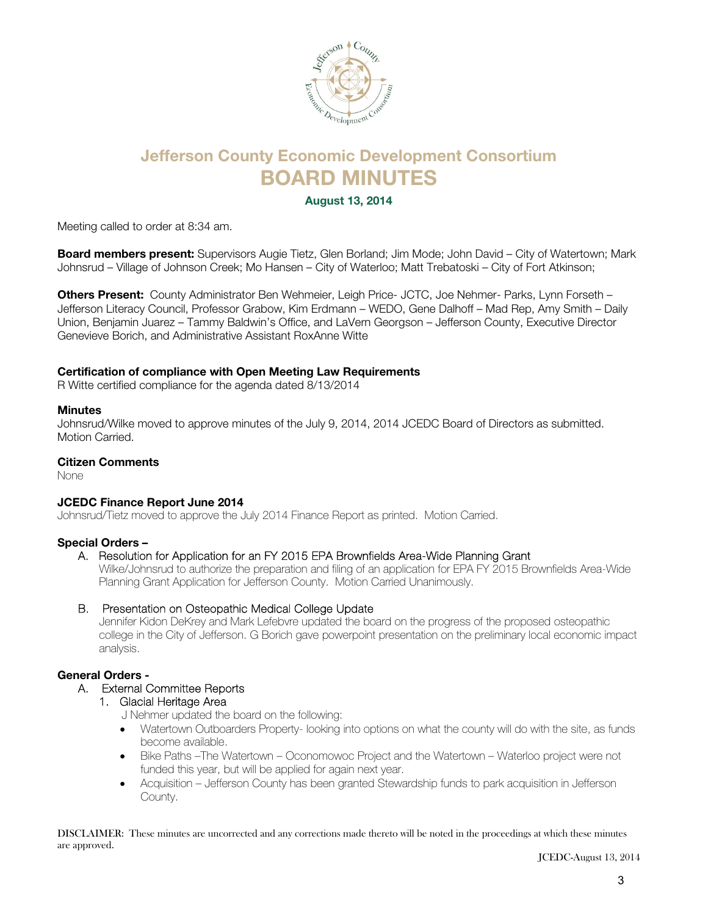# Jefferson County Economic Development Consortium

# BOARD MINUTES

**August 13, 2014**

Meeting called to order at 8:34 am.

**Board members present:** Supervisors Augie Tietz, Glen Borland; Jim Mode; John David – City of Watertown; Mark Johnsrud – Village of Johnson Creek; Mo Hansen – City of Waterloo; Matt Trebatoski – City of Fort Atkinson;

**Others Present:** County Administrator Ben Wehmeier, Leigh Price- JCTC, Joe Nehmer- Parks, Lynn Forseth – Jefferson Literacy Council, Professor Grabow, Kim Erdmann – WEDO, Gene Dalhoff – Mad Rep, Amy Smith – Daily Union, Benjamin Juarez – Tammy Baldwin's Office, and LaVern Georgson – Jefferson County, Executive Director Genevieve Borich, and Administrative Assistant RoxAnne Witte

**Certification of compliance with Open Meeting Law Requirements**
R Witte certified compliance for the agenda dated 8/13/2014

**Minutes**
Johnsrud/Wilke moved to approve minutes of the July 9, 2014, 2014 JCEDC Board of Directors as submitted. Motion Carried.

**Citizen Comments**
None

**JCEDC Finance Report June 2014**
Johnsrud/Tietz moved to approve the July 2014 Finance Report as printed. Motion Carried.

**Special Orders –**

A. Resolution for Application for an FY 2015 EPA Brownfields Area-Wide Planning Grant
   Wilke/Johnsrud to authorize the preparation and filing of an application for EPA FY 2015 Brownfields Area-Wide Planning Grant Application for Jefferson County. Motion Carried Unanimously.

B. Presentation on Osteopathic Medical College Update
   Jennifer Kidon DeKrey and Mark Lefebvre updated the board on the progress of the proposed osteopathic college in the City of Jefferson. G Borich gave powerpoint presentation on the preliminary local economic impact analysis.

**General Orders -**

A. External Committee Reports
   1. Glacial Heritage Area
      J Nehmer updated the board on the following:
      - Watertown Outboarders Property- looking into options on what the county will do with the site, as funds become available.
      - Bike Paths –The Watertown – Oconomowoc Project and the Watertown – Waterloo project were not funded this year, but will be applied for again next year.
      - Acquisition – Jefferson County has been granted Stewardship funds to park acquisition in Jefferson County.

DISCLAIMER: These minutes are uncorrected and any corrections made thereto will be noted in the proceedings at which these minutes are approved.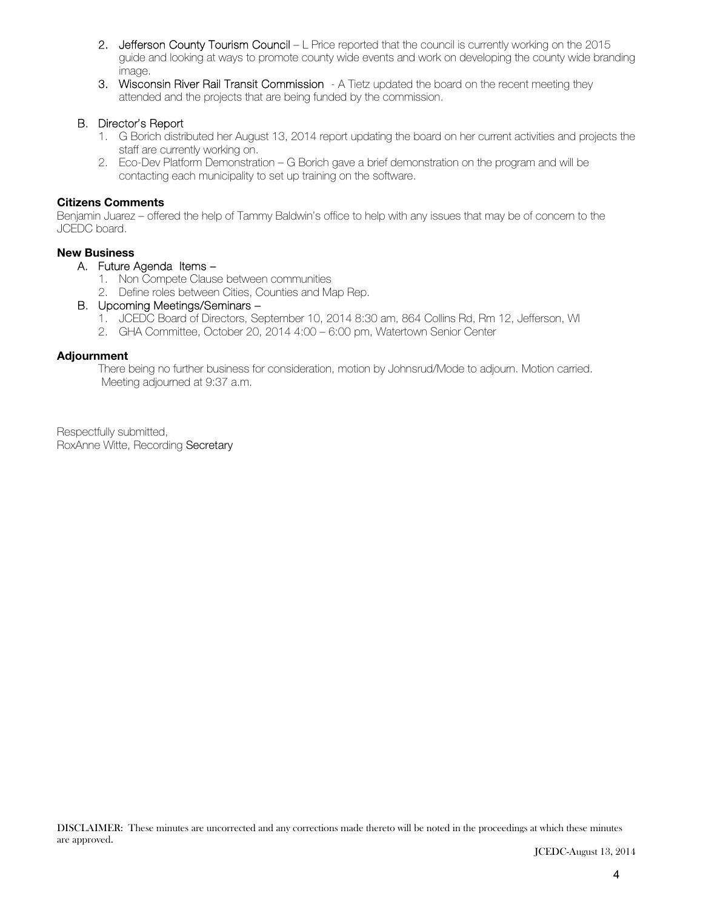2. Jefferson County Tourism Council – L Price reported that the council is currently working on the 2015 guide and looking at ways to promote county wide events and work on developing the county wide branding image.
3. Wisconsin River Rail Transit Commission - A Tietz updated the board on the recent meeting they attended and the projects that are being funded by the commission.

B. Director's Report
1. G Borich distributed her August 13, 2014 report updating the board on her current activities and projects the staff are currently working on.
2. Eco-Dev Platform Demonstration – G Borich gave a brief demonstration on the program and will be contacting each municipality to set up training on the software.

**Citizens Comments**

Benjamin Juarez – offered the help of Tammy Baldwin's office to help with any issues that may be of concern to the JCEDC board.

**New Business**

A. Future Agenda Items –
1. Non Compete Clause between communities
2. Define roles between Cities, Counties and Map Rep.

B. Upcoming Meetings/Seminars –
1. JCEDC Board of Directors, September 10, 2014 8:30 am, 864 Collins Rd, Rm 12, Jefferson, WI
2. GHA Committee, October 20, 2014 4:00 – 6:00 pm, Watertown Senior Center

**Adjournment**

There being no further business for consideration, motion by Johnsrud/Mode to adjourn. Motion carried. Meeting adjourned at 9:37 a.m.

Respectfully submitted,
RoxAnne Witte, Recording Secretary

DISCLAIMER: These minutes are uncorrected and any corrections made thereto will be noted in the proceedings at which these minutes are approved.

JCEDC-August 13, 2014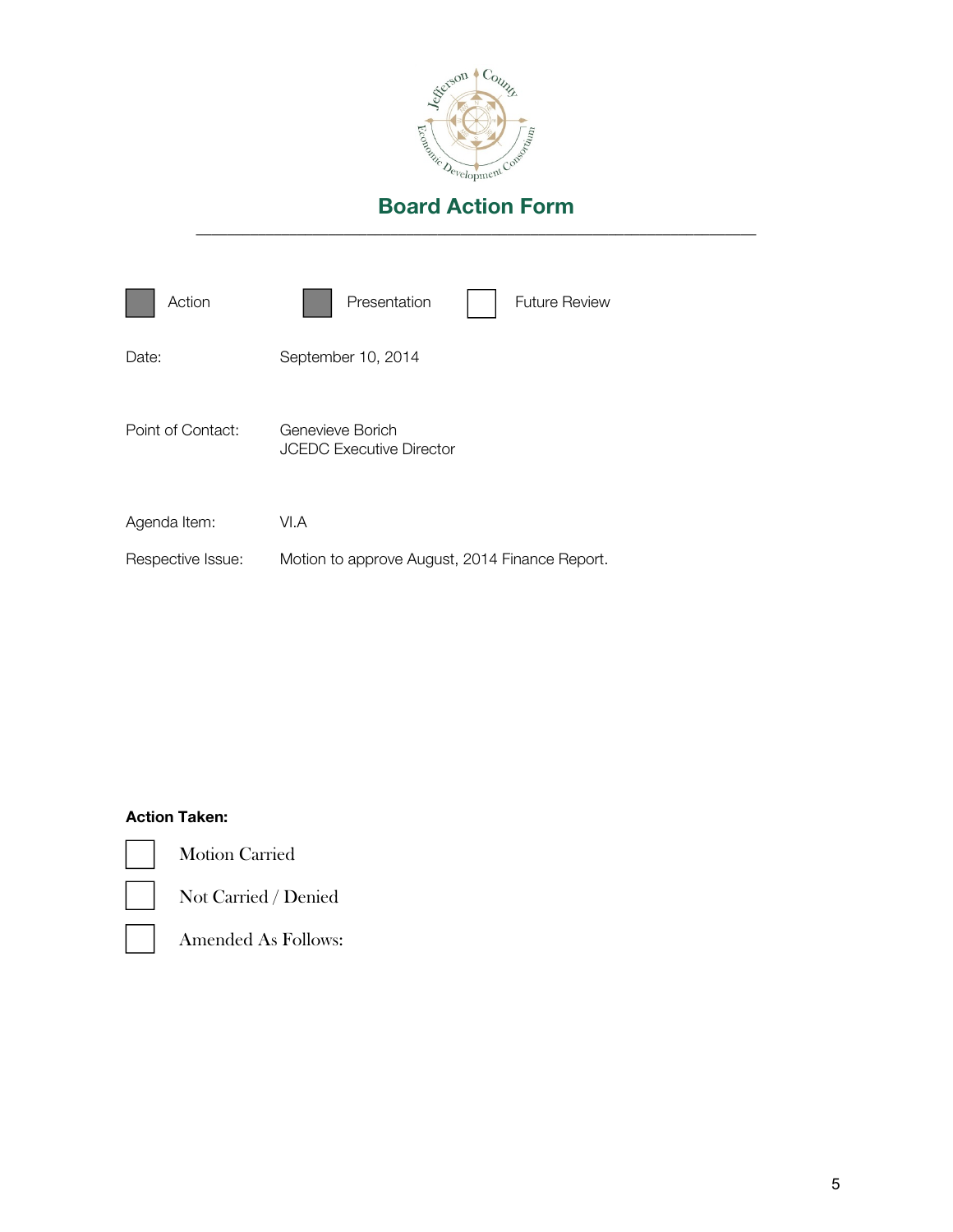# Board Action Form

---

| ■ Action | ■ Presentation | ☐ Future Review |
|---|---|---|

Date: September 10, 2014

Point of Contact: Genevieve Borich
JCEDC Executive Director

Agenda Item: VI.A

Respective Issue: Motion to approve August, 2014 Finance Report.

**Action Taken:**

☐ Motion Carried

☐ Not Carried / Denied

☐ Amended As Follows: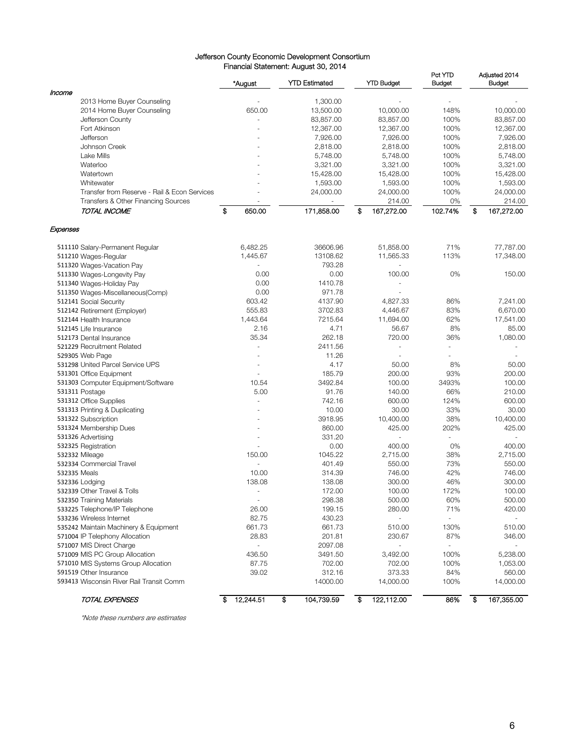# Jefferson County Economic Development Consortium

## Financial Statement: August 30, 2014

| | *August | YTD Estimated | YTD Budget | Pct YTD Budget | Adjusted 2014 Budget |
|---|---|---|---|---|---|
| ***Income*** | | | | | |
| 2013 Home Buyer Counseling | - | 1,300.00 | - | - | - |
| 2014 Home Buyer Counseling | 650.00 | 13,500.00 | 10,000.00 | 148% | 10,000.00 |
| Jefferson County | - | 83,857.00 | 83,857.00 | 100% | 83,857.00 |
| Fort Atkinson | - | 12,367.00 | 12,367.00 | 100% | 12,367.00 |
| Jefferson | - | 7,926.00 | 7,926.00 | 100% | 7,926.00 |
| Johnson Creek | - | 2,818.00 | 2,818.00 | 100% | 2,818.00 |
| Lake Mills | - | 5,748.00 | 5,748.00 | 100% | 5,748.00 |
| Waterloo | - | 3,321.00 | 3,321.00 | 100% | 3,321.00 |
| Watertown | - | 15,428.00 | 15,428.00 | 100% | 15,428.00 |
| Whitewater | - | 1,593.00 | 1,593.00 | 100% | 1,593.00 |
| Transfer from Reserve - Rail & Econ Services | - | 24,000.00 | 24,000.00 | 100% | 24,000.00 |
| Transfers & Other Financing Sources | - | - | 214.00 | 0% | 214.00 |
| *TOTAL INCOME* | $ 650.00 | 171,858.00 | $ 167,272.00 | 102.74% | $ 167,272.00 |
| ***Expenses*** | | | | | |
| 511110 Salary-Permanent Regular | 6,482.25 | 36606.96 | 51,858.00 | 71% | 77,787.00 |
| 511210 Wages-Regular | 1,445.67 | 13108.62 | 11,565.33 | 113% | 17,348.00 |
| 511320 Wages-Vacation Pay | - | 793.28 | - | | |
| 511330 Wages-Longevity Pay | 0.00 | 0.00 | 100.00 | 0% | 150.00 |
| 511340 Wages-Holiday Pay | 0.00 | 1410.78 | - | | |
| 511350 Wages-Miscellaneous(Comp) | 0.00 | 971.78 | - | | |
| 512141 Social Security | 603.42 | 4137.90 | 4,827.33 | 86% | 7,241.00 |
| 512142 Retirement (Employer) | 555.83 | 3702.83 | 4,446.67 | 83% | 6,670.00 |
| 512144 Health Insurance | 1,443.64 | 7215.64 | 11,694.00 | 62% | 17,541.00 |
| 512145 Life Insurance | 2.16 | 4.71 | 56.67 | 8% | 85.00 |
| 512173 Dental Insurance | 35.34 | 262.18 | 720.00 | 36% | 1,080.00 |
| 521229 Recruitment Related | - | 2411.56 | - | - | - |
| 529305 Web Page | - | 11.26 | - | - | - |
| 531298 United Parcel Service UPS | - | 4.17 | 50.00 | 8% | 50.00 |
| 531301 Office Equipment | - | 185.79 | 200.00 | 93% | 200.00 |
| 531303 Computer Equipment/Software | 10.54 | 3492.84 | 100.00 | 3493% | 100.00 |
| 531311 Postage | 5.00 | 91.76 | 140.00 | 66% | 210.00 |
| 531312 Office Supplies | - | 742.16 | 600.00 | 124% | 600.00 |
| 531313 Printing & Duplicating | - | 10.00 | 30.00 | 33% | 30.00 |
| 531322 Subscription | - | 3918.95 | 10,400.00 | 38% | 10,400.00 |
| 531324 Membership Dues | - | 860.00 | 425.00 | 202% | 425.00 |
| 531326 Advertising | - | 331.20 | - | - | - |
| 532325 Registration | - | 0.00 | 400.00 | 0% | 400.00 |
| 532332 Mileage | 150.00 | 1045.22 | 2,715.00 | 38% | 2,715.00 |
| 532334 Commercial Travel | - | 401.49 | 550.00 | 73% | 550.00 |
| 532335 Meals | 10.00 | 314.39 | 746.00 | 42% | 746.00 |
| 532336 Lodging | 138.08 | 138.08 | 300.00 | 46% | 300.00 |
| 532339 Other Travel & Tolls | - | 172.00 | 100.00 | 172% | 100.00 |
| 532350 Training Materials | - | 298.38 | 500.00 | 60% | 500.00 |
| 533225 Telephone/IP Telephone | 26.00 | 199.15 | 280.00 | 71% | 420.00 |
| 533236 Wireless Internet | 82.75 | 430.23 | - | - | - |
| 535242 Maintain Machinery & Equipment | 661.73 | 661.73 | 510.00 | 130% | 510.00 |
| 571004 IP Telephony Allocation | 28.83 | 201.81 | 230.67 | 87% | 346.00 |
| 571007 MIS Direct Charge | - | 2097.08 | - | - | - |
| 571009 MIS PC Group Allocation | 436.50 | 3491.50 | 3,492.00 | 100% | 5,238.00 |
| 571010 MIS Systems Group Allocation | 87.75 | 702.00 | 702.00 | 100% | 1,053.00 |
| 591519 Other Insurance | 39.02 | 312.16 | 373.33 | 84% | 560.00 |
| 593413 Wisconsin River Rail Transit Comm | | 14000.00 | 14,000.00 | 100% | 14,000.00 |
| *TOTAL EXPENSES* | $ 12,244.51 | $ 104,739.59 | $ 122,112.00 | 86% | $ 167,355.00 |

*\*Note these numbers are estimates*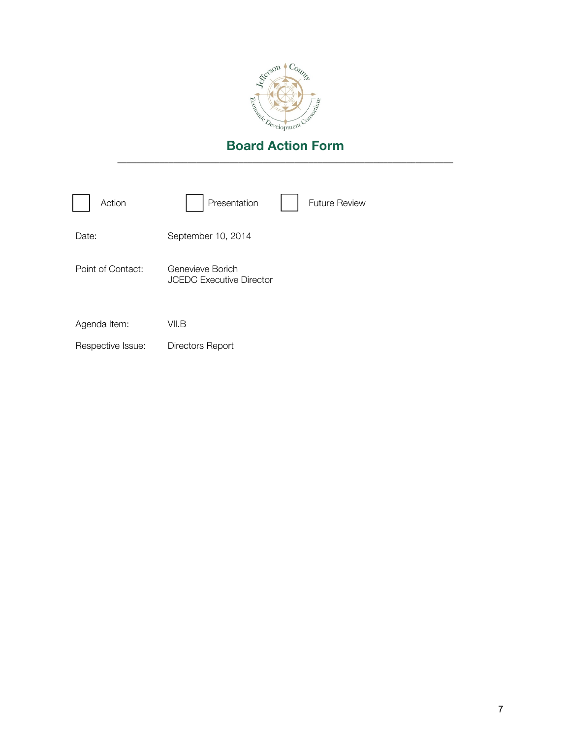Jefferson County Economic Development Consortium

# Board Action Form

☐ Action ☐ Presentation ☐ Future Review

| | |
|---|---|
| Date: | September 10, 2014 |
| Point of Contact: | Genevieve Borich<br>JCEDC Executive Director |
| Agenda Item: | VII.B |
| Respective Issue: | Directors Report |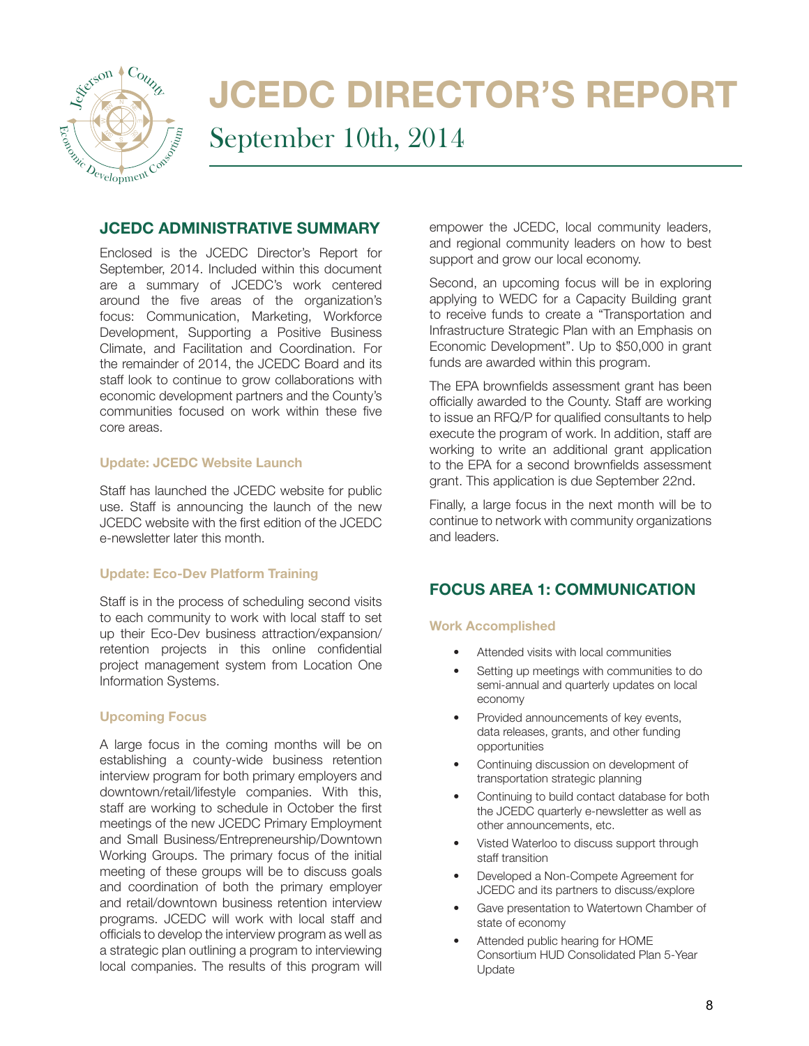# JCEDC DIRECTOR'S REPORT

September 10th, 2014

## JCEDC ADMINISTRATIVE SUMMARY

Enclosed is the JCEDC Director's Report for September, 2014. Included within this document are a summary of JCEDC's work centered around the five areas of the organization's focus: Communication, Marketing, Workforce Development, Supporting a Positive Business Climate, and Facilitation and Coordination. For the remainder of 2014, the JCEDC Board and its staff look to continue to grow collaborations with economic development partners and the County's communities focused on work within these five core areas.

### Update: JCEDC Website Launch

Staff has launched the JCEDC website for public use. Staff is announcing the launch of the new JCEDC website with the first edition of the JCEDC e-newsletter later this month.

### Update: Eco-Dev Platform Training

Staff is in the process of scheduling second visits to each community to work with local staff to set up their Eco-Dev business attraction/expansion/retention projects in this online confidential project management system from Location One Information Systems.

### Upcoming Focus

A large focus in the coming months will be on establishing a county-wide business retention interview program for both primary employers and downtown/retail/lifestyle companies. With this, staff are working to schedule in October the first meetings of the new JCEDC Primary Employment and Small Business/Entrepreneurship/Downtown Working Groups. The primary focus of the initial meeting of these groups will be to discuss goals and coordination of both the primary employer and retail/downtown business retention interview programs. JCEDC will work with local staff and officials to develop the interview program as well as a strategic plan outlining a program to interviewing local companies. The results of this program will empower the JCEDC, local community leaders, and regional community leaders on how to best support and grow our local economy.

Second, an upcoming focus will be in exploring applying to WEDC for a Capacity Building grant to receive funds to create a "Transportation and Infrastructure Strategic Plan with an Emphasis on Economic Development". Up to $50,000 in grant funds are awarded within this program.

The EPA brownfields assessment grant has been officially awarded to the County. Staff are working to issue an RFQ/P for qualified consultants to help execute the program of work. In addition, staff are working to write an additional grant application to the EPA for a second brownfields assessment grant. This application is due September 22nd.

Finally, a large focus in the next month will be to continue to network with community organizations and leaders.

## FOCUS AREA 1: COMMUNICATION

### Work Accomplished

- Attended visits with local communities
- Setting up meetings with communities to do semi-annual and quarterly updates on local economy
- Provided announcements of key events, data releases, grants, and other funding opportunities
- Continuing discussion on development of transportation strategic planning
- Continuing to build contact database for both the JCEDC quarterly e-newsletter as well as other announcements, etc.
- Visted Waterloo to discuss support through staff transition
- Developed a Non-Compete Agreement for JCEDC and its partners to discuss/explore
- Gave presentation to Watertown Chamber of state of economy
- Attended public hearing for HOME Consortium HUD Consolidated Plan 5-Year Update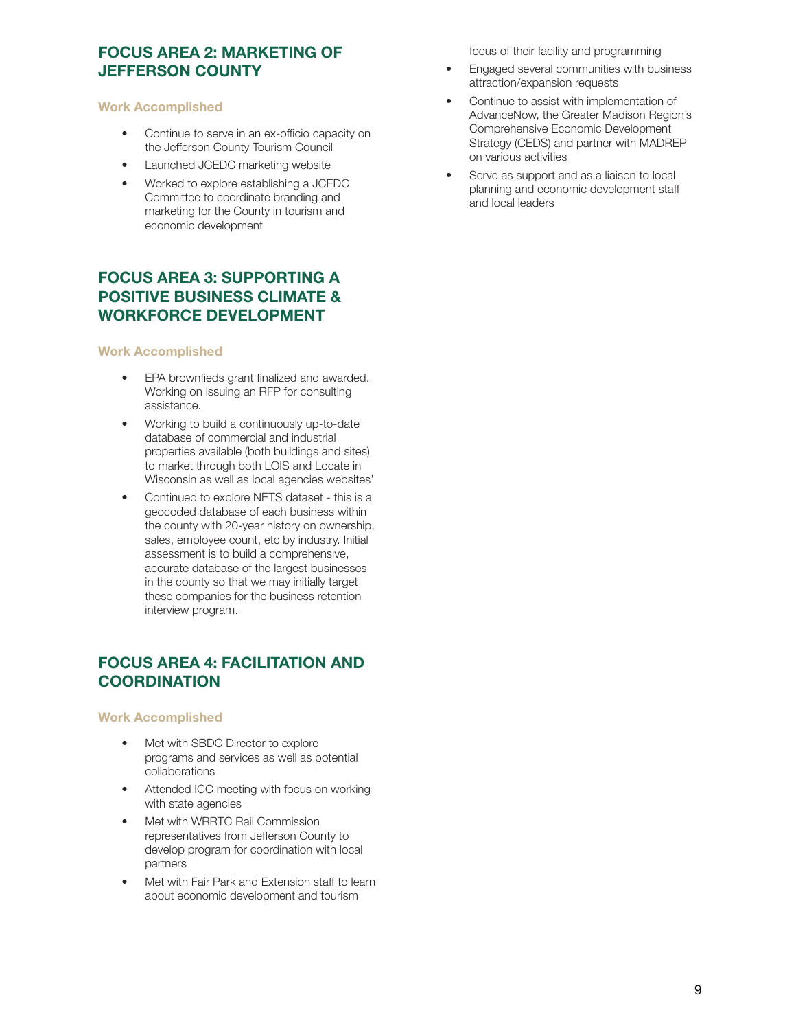## FOCUS AREA 2: MARKETING OF JEFFERSON COUNTY

### Work Accomplished

- Continue to serve in an ex-officio capacity on the Jefferson County Tourism Council
- Launched JCEDC marketing website
- Worked to explore establishing a JCEDC Committee to coordinate branding and marketing for the County in tourism and economic development

## FOCUS AREA 3: SUPPORTING A POSITIVE BUSINESS CLIMATE & WORKFORCE DEVELOPMENT

### Work Accomplished

- EPA brownfieds grant finalized and awarded. Working on issuing an RFP for consulting assistance.
- Working to build a continuously up-to-date database of commercial and industrial properties available (both buildings and sites) to market through both LOIS and Locate in Wisconsin as well as local agencies websites'
- Continued to explore NETS dataset - this is a geocoded database of each business within the county with 20-year history on ownership, sales, employee count, etc by industry. Initial assessment is to build a comprehensive, accurate database of the largest businesses in the county so that we may initially target these companies for the business retention interview program.

## FOCUS AREA 4: FACILITATION AND COORDINATION

### Work Accomplished

- Met with SBDC Director to explore programs and services as well as potential collaborations
- Attended ICC meeting with focus on working with state agencies
- Met with WRRTC Rail Commission representatives from Jefferson County to develop program for coordination with local partners
- Met with Fair Park and Extension staff to learn about economic development and tourism focus of their facility and programming
- Engaged several communities with business attraction/expansion requests
- Continue to assist with implementation of AdvanceNow, the Greater Madison Region's Comprehensive Economic Development Strategy (CEDS) and partner with MADREP on various activities
- Serve as support and as a liaison to local planning and economic development staff and local leaders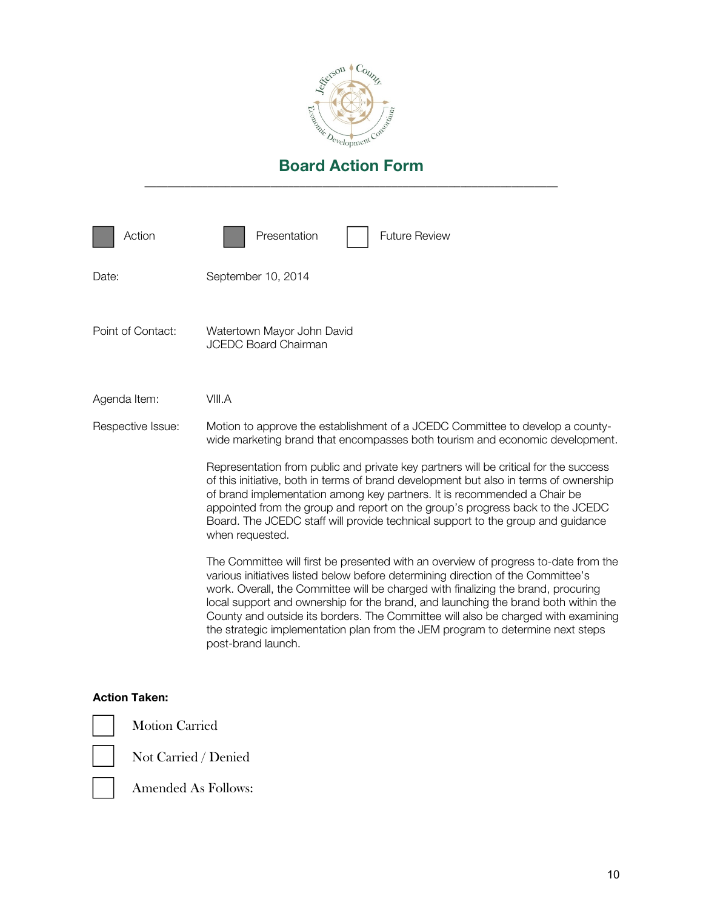Jefferson County Economic Development Consortium

# Board Action Form

---

| | | |
|---|---|---|
| ■ Action | ■ Presentation | ☐ Future Review |

**Date:** September 10, 2014

**Point of Contact:** Watertown Mayor John David
JCEDC Board Chairman

**Agenda Item:** VIII.A

**Respective Issue:** Motion to approve the establishment of a JCEDC Committee to develop a county-wide marketing brand that encompasses both tourism and economic development.

Representation from public and private key partners will be critical for the success of this initiative, both in terms of brand development but also in terms of ownership of brand implementation among key partners. It is recommended a Chair be appointed from the group and report on the group's progress back to the JCEDC Board. The JCEDC staff will provide technical support to the group and guidance when requested.

The Committee will first be presented with an overview of progress to-date from the various initiatives listed below before determining direction of the Committee's work. Overall, the Committee will be charged with finalizing the brand, procuring local support and ownership for the brand, and launching the brand both within the County and outside its borders. The Committee will also be charged with examining the strategic implementation plan from the JEM program to determine next steps post-brand launch.

**Action Taken:**

☐ Motion Carried

☐ Not Carried / Denied

☐ Amended As Follows: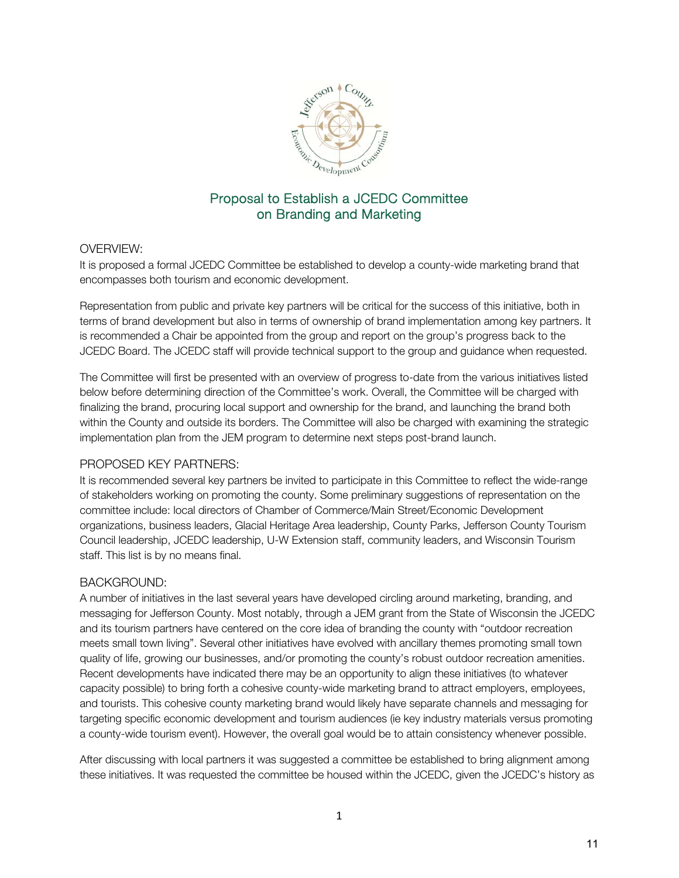# Proposal to Establish a JCEDC Committee on Branding and Marketing

## OVERVIEW:

It is proposed a formal JCEDC Committee be established to develop a county-wide marketing brand that encompasses both tourism and economic development.

Representation from public and private key partners will be critical for the success of this initiative, both in terms of brand development but also in terms of ownership of brand implementation among key partners. It is recommended a Chair be appointed from the group and report on the group's progress back to the JCEDC Board. The JCEDC staff will provide technical support to the group and guidance when requested.

The Committee will first be presented with an overview of progress to-date from the various initiatives listed below before determining direction of the Committee's work. Overall, the Committee will be charged with finalizing the brand, procuring local support and ownership for the brand, and launching the brand both within the County and outside its borders. The Committee will also be charged with examining the strategic implementation plan from the JEM program to determine next steps post-brand launch.

## PROPOSED KEY PARTNERS:

It is recommended several key partners be invited to participate in this Committee to reflect the wide-range of stakeholders working on promoting the county. Some preliminary suggestions of representation on the committee include: local directors of Chamber of Commerce/Main Street/Economic Development organizations, business leaders, Glacial Heritage Area leadership, County Parks, Jefferson County Tourism Council leadership, JCEDC leadership, U-W Extension staff, community leaders, and Wisconsin Tourism staff. This list is by no means final.

## BACKGROUND:

A number of initiatives in the last several years have developed circling around marketing, branding, and messaging for Jefferson County. Most notably, through a JEM grant from the State of Wisconsin the JCEDC and its tourism partners have centered on the core idea of branding the county with "outdoor recreation meets small town living". Several other initiatives have evolved with ancillary themes promoting small town quality of life, growing our businesses, and/or promoting the county's robust outdoor recreation amenities. Recent developments have indicated there may be an opportunity to align these initiatives (to whatever capacity possible) to bring forth a cohesive county-wide marketing brand to attract employers, employees, and tourists. This cohesive county marketing brand would likely have separate channels and messaging for targeting specific economic development and tourism audiences (ie key industry materials versus promoting a county-wide tourism event). However, the overall goal would be to attain consistency whenever possible.

After discussing with local partners it was suggested a committee be established to bring alignment among these initiatives. It was requested the committee be housed within the JCEDC, given the JCEDC's history as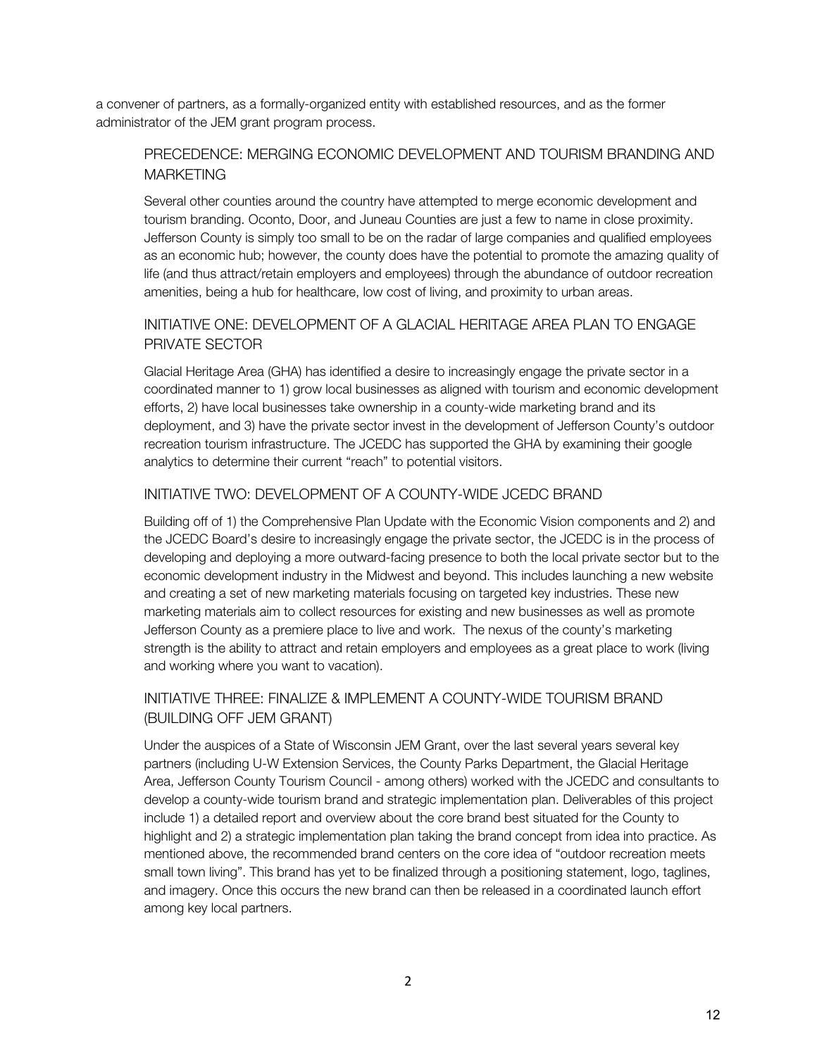a convener of partners, as a formally-organized entity with established resources, and as the former administrator of the JEM grant program process.

## PRECEDENCE: MERGING ECONOMIC DEVELOPMENT AND TOURISM BRANDING AND MARKETING

Several other counties around the country have attempted to merge economic development and tourism branding. Oconto, Door, and Juneau Counties are just a few to name in close proximity. Jefferson County is simply too small to be on the radar of large companies and qualified employees as an economic hub; however, the county does have the potential to promote the amazing quality of life (and thus attract/retain employers and employees) through the abundance of outdoor recreation amenities, being a hub for healthcare, low cost of living, and proximity to urban areas.

## INITIATIVE ONE: DEVELOPMENT OF A GLACIAL HERITAGE AREA PLAN TO ENGAGE PRIVATE SECTOR

Glacial Heritage Area (GHA) has identified a desire to increasingly engage the private sector in a coordinated manner to 1) grow local businesses as aligned with tourism and economic development efforts, 2) have local businesses take ownership in a county-wide marketing brand and its deployment, and 3) have the private sector invest in the development of Jefferson County's outdoor recreation tourism infrastructure. The JCEDC has supported the GHA by examining their google analytics to determine their current "reach" to potential visitors.

## INITIATIVE TWO: DEVELOPMENT OF A COUNTY-WIDE JCEDC BRAND

Building off of 1) the Comprehensive Plan Update with the Economic Vision components and 2) and the JCEDC Board's desire to increasingly engage the private sector, the JCEDC is in the process of developing and deploying a more outward-facing presence to both the local private sector but to the economic development industry in the Midwest and beyond. This includes launching a new website and creating a set of new marketing materials focusing on targeted key industries. These new marketing materials aim to collect resources for existing and new businesses as well as promote Jefferson County as a premiere place to live and work. The nexus of the county's marketing strength is the ability to attract and retain employers and employees as a great place to work (living and working where you want to vacation).

## INITIATIVE THREE: FINALIZE & IMPLEMENT A COUNTY-WIDE TOURISM BRAND (BUILDING OFF JEM GRANT)

Under the auspices of a State of Wisconsin JEM Grant, over the last several years several key partners (including U-W Extension Services, the County Parks Department, the Glacial Heritage Area, Jefferson County Tourism Council - among others) worked with the JCEDC and consultants to develop a county-wide tourism brand and strategic implementation plan. Deliverables of this project include 1) a detailed report and overview about the core brand best situated for the County to highlight and 2) a strategic implementation plan taking the brand concept from idea into practice. As mentioned above, the recommended brand centers on the core idea of "outdoor recreation meets small town living". This brand has yet to be finalized through a positioning statement, logo, taglines, and imagery. Once this occurs the new brand can then be released in a coordinated launch effort among key local partners.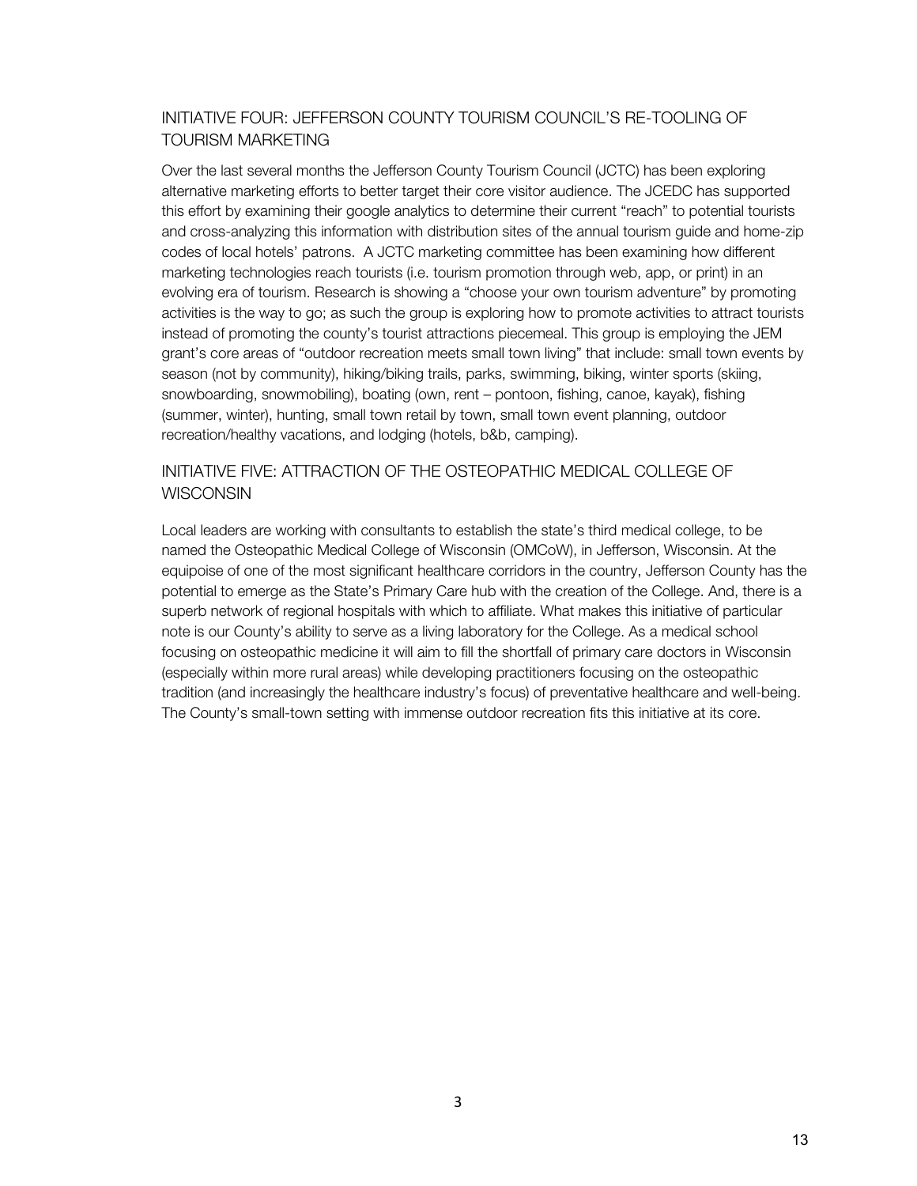## INITIATIVE FOUR: JEFFERSON COUNTY TOURISM COUNCIL'S RE-TOOLING OF TOURISM MARKETING

Over the last several months the Jefferson County Tourism Council (JCTC) has been exploring alternative marketing efforts to better target their core visitor audience. The JCEDC has supported this effort by examining their google analytics to determine their current "reach" to potential tourists and cross-analyzing this information with distribution sites of the annual tourism guide and home-zip codes of local hotels' patrons. A JCTC marketing committee has been examining how different marketing technologies reach tourists (i.e. tourism promotion through web, app, or print) in an evolving era of tourism. Research is showing a "choose your own tourism adventure" by promoting activities is the way to go; as such the group is exploring how to promote activities to attract tourists instead of promoting the county's tourist attractions piecemeal. This group is employing the JEM grant's core areas of "outdoor recreation meets small town living" that include: small town events by season (not by community), hiking/biking trails, parks, swimming, biking, winter sports (skiing, snowboarding, snowmobiling), boating (own, rent – pontoon, fishing, canoe, kayak), fishing (summer, winter), hunting, small town retail by town, small town event planning, outdoor recreation/healthy vacations, and lodging (hotels, b&b, camping).

## INITIATIVE FIVE: ATTRACTION OF THE OSTEOPATHIC MEDICAL COLLEGE OF WISCONSIN

Local leaders are working with consultants to establish the state's third medical college, to be named the Osteopathic Medical College of Wisconsin (OMCoW), in Jefferson, Wisconsin. At the equipoise of one of the most significant healthcare corridors in the country, Jefferson County has the potential to emerge as the State's Primary Care hub with the creation of the College. And, there is a superb network of regional hospitals with which to affiliate. What makes this initiative of particular note is our County's ability to serve as a living laboratory for the College. As a medical school focusing on osteopathic medicine it will aim to fill the shortfall of primary care doctors in Wisconsin (especially within more rural areas) while developing practitioners focusing on the osteopathic tradition (and increasingly the healthcare industry's focus) of preventative healthcare and well-being. The County's small-town setting with immense outdoor recreation fits this initiative at its core.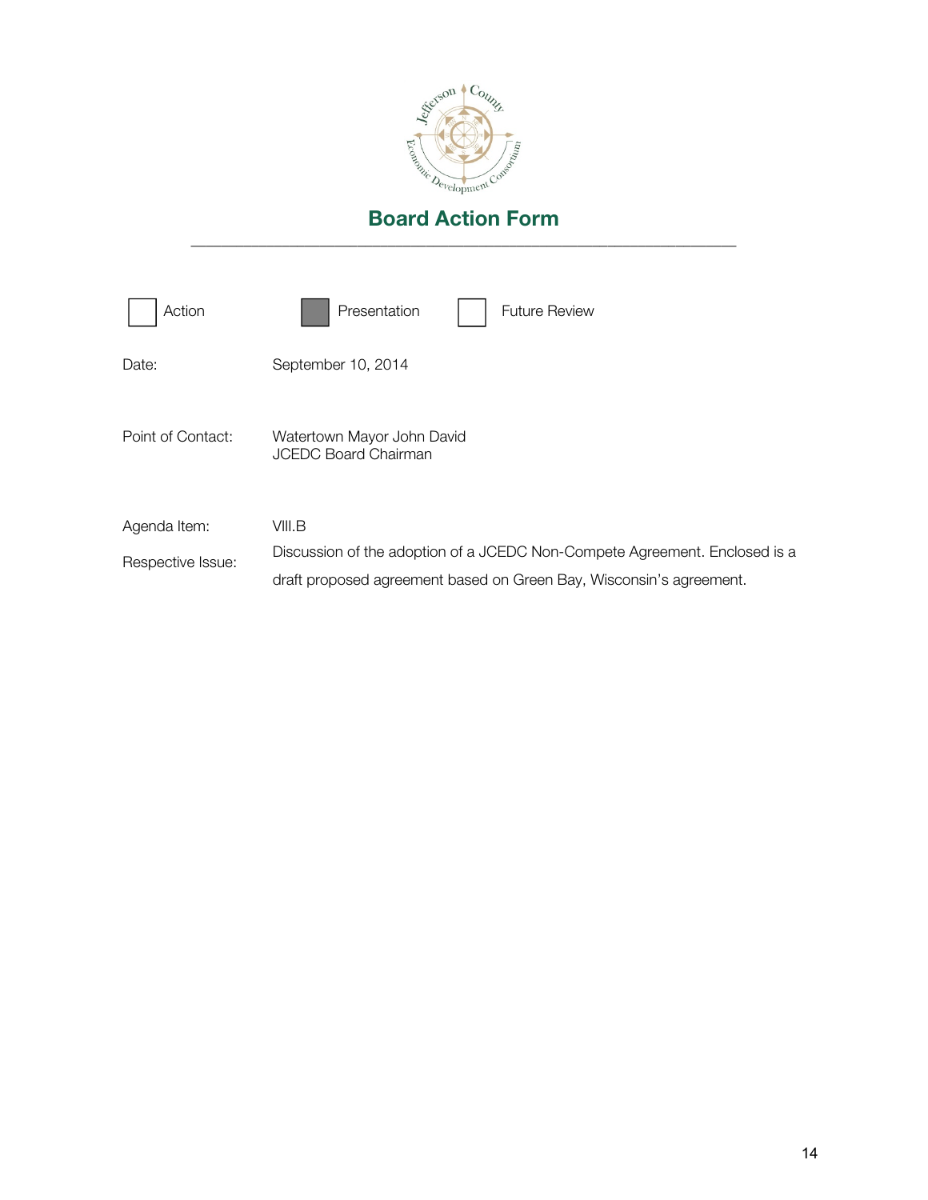# Board Action Form

---

☐ Action ☒ Presentation ☐ Future Review

Date: September 10, 2014

Point of Contact: Watertown Mayor John David
JCEDC Board Chairman

Agenda Item: VIII.B

Respective Issue: Discussion of the adoption of a JCEDC Non-Compete Agreement. Enclosed is a draft proposed agreement based on Green Bay, Wisconsin's agreement.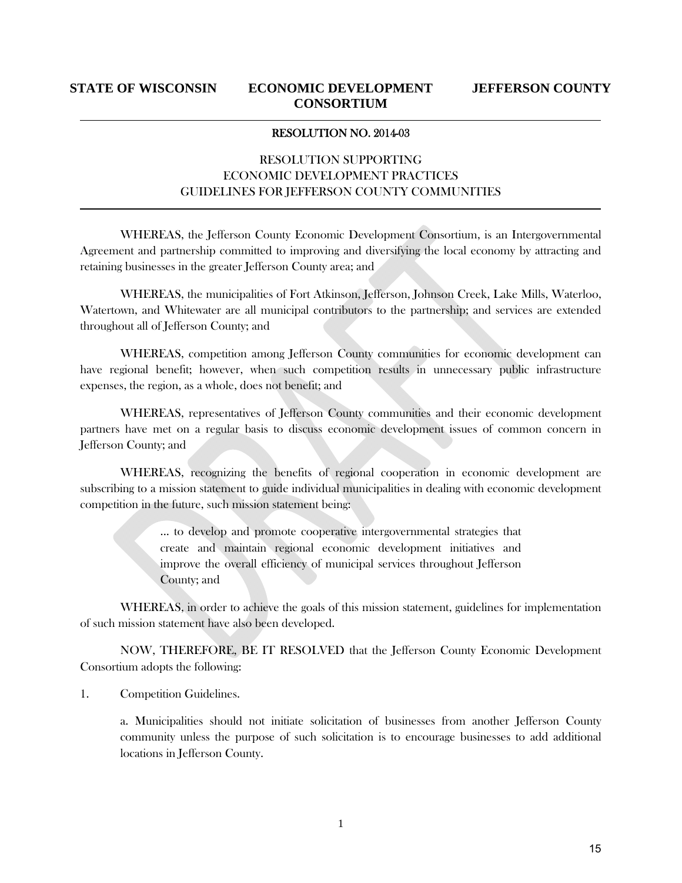**STATE OF WISCONSIN** **ECONOMIC DEVELOPMENT CONSORTIUM** **JEFFERSON COUNTY**

RESOLUTION NO. 2014-03

RESOLUTION SUPPORTING
ECONOMIC DEVELOPMENT PRACTICES
GUIDELINES FOR JEFFERSON COUNTY COMMUNITIES

WHEREAS, the Jefferson County Economic Development Consortium, is an Intergovernmental Agreement and partnership committed to improving and diversifying the local economy by attracting and retaining businesses in the greater Jefferson County area; and

WHEREAS, the municipalities of Fort Atkinson, Jefferson, Johnson Creek, Lake Mills, Waterloo, Watertown, and Whitewater are all municipal contributors to the partnership; and services are extended throughout all of Jefferson County; and

WHEREAS, competition among Jefferson County communities for economic development can have regional benefit; however, when such competition results in unnecessary public infrastructure expenses, the region, as a whole, does not benefit; and

WHEREAS, representatives of Jefferson County communities and their economic development partners have met on a regular basis to discuss economic development issues of common concern in Jefferson County; and

WHEREAS, recognizing the benefits of regional cooperation in economic development are subscribing to a mission statement to guide individual municipalities in dealing with economic development competition in the future, such mission statement being:

> ... to develop and promote cooperative intergovernmental strategies that create and maintain regional economic development initiatives and improve the overall efficiency of municipal services throughout Jefferson County; and

WHEREAS, in order to achieve the goals of this mission statement, guidelines for implementation of such mission statement have also been developed.

NOW, THEREFORE, BE IT RESOLVED that the Jefferson County Economic Development Consortium adopts the following:

1. Competition Guidelines.

   a. Municipalities should not initiate solicitation of businesses from another Jefferson County community unless the purpose of such solicitation is to encourage businesses to add additional locations in Jefferson County.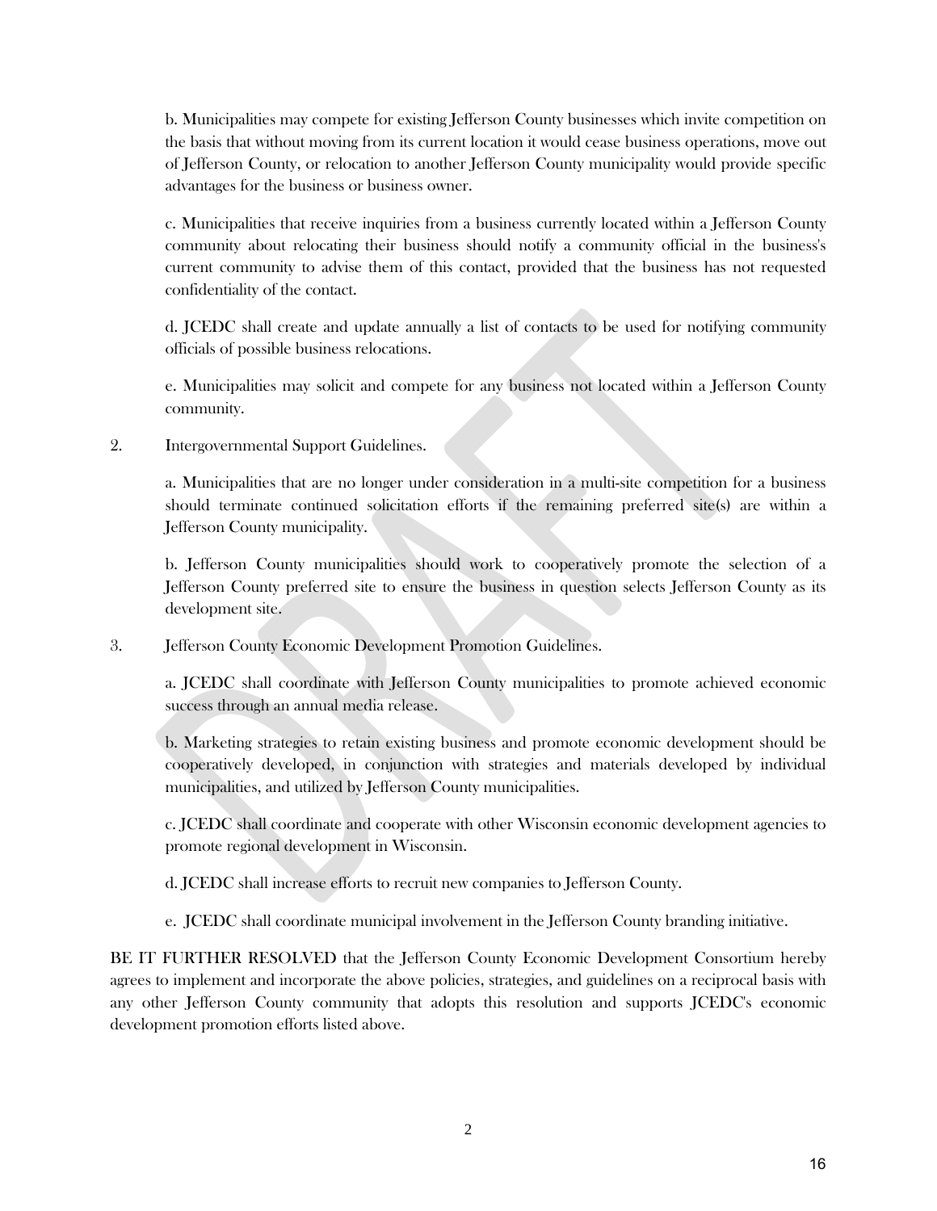b. Municipalities may compete for existing Jefferson County businesses which invite competition on the basis that without moving from its current location it would cease business operations, move out of Jefferson County, or relocation to another Jefferson County municipality would provide specific advantages for the business or business owner.

c. Municipalities that receive inquiries from a business currently located within a Jefferson County community about relocating their business should notify a community official in the business's current community to advise them of this contact, provided that the business has not requested confidentiality of the contact.

d. JCEDC shall create and update annually a list of contacts to be used for notifying community officials of possible business relocations.

e. Municipalities may solicit and compete for any business not located within a Jefferson County community.

2. Intergovernmental Support Guidelines.

a. Municipalities that are no longer under consideration in a multi-site competition for a business should terminate continued solicitation efforts if the remaining preferred site(s) are within a Jefferson County municipality.

b. Jefferson County municipalities should work to cooperatively promote the selection of a Jefferson County preferred site to ensure the business in question selects Jefferson County as its development site.

3. Jefferson County Economic Development Promotion Guidelines.

a. JCEDC shall coordinate with Jefferson County municipalities to promote achieved economic success through an annual media release.

b. Marketing strategies to retain existing business and promote economic development should be cooperatively developed, in conjunction with strategies and materials developed by individual municipalities, and utilized by Jefferson County municipalities.

c. JCEDC shall coordinate and cooperate with other Wisconsin economic development agencies to promote regional development in Wisconsin.

d. JCEDC shall increase efforts to recruit new companies to Jefferson County.

e. JCEDC shall coordinate municipal involvement in the Jefferson County branding initiative.

BE IT FURTHER RESOLVED that the Jefferson County Economic Development Consortium hereby agrees to implement and incorporate the above policies, strategies, and guidelines on a reciprocal basis with any other Jefferson County community that adopts this resolution and supports JCEDC's economic development promotion efforts listed above.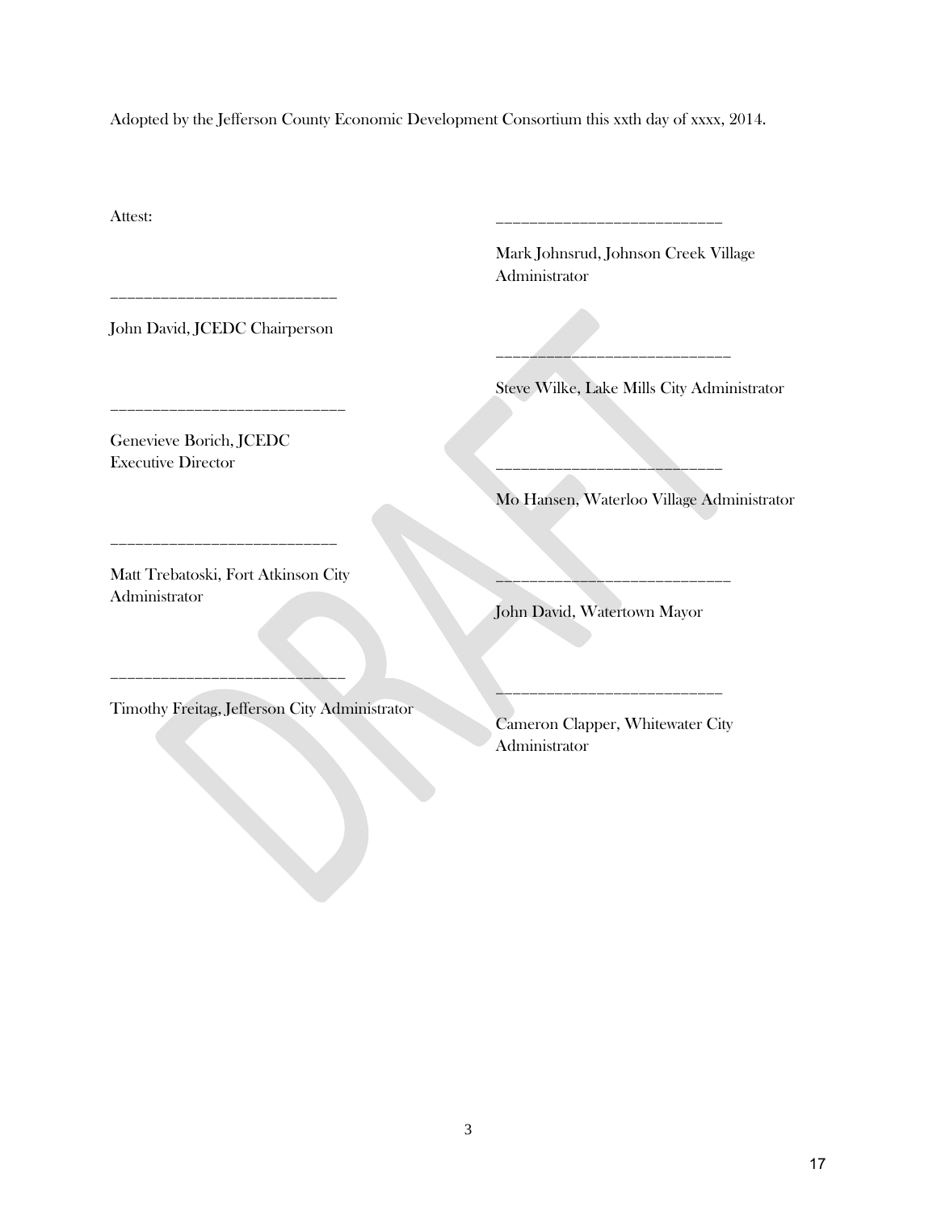Adopted by the Jefferson County Economic Development Consortium this xxth day of xxxx, 2014.

Attest:

\_\_\_\_\_\_\_\_\_\_\_\_\_\_\_\_\_\_\_\_\_\_\_\_\_\_\_

John David, JCEDC Chairperson

\_\_\_\_\_\_\_\_\_\_\_\_\_\_\_\_\_\_\_\_\_\_\_\_\_\_\_

Genevieve Borich, JCEDC Executive Director

\_\_\_\_\_\_\_\_\_\_\_\_\_\_\_\_\_\_\_\_\_\_\_\_\_\_\_

Matt Trebatoski, Fort Atkinson City Administrator

\_\_\_\_\_\_\_\_\_\_\_\_\_\_\_\_\_\_\_\_\_\_\_\_\_\_\_

Timothy Freitag, Jefferson City Administrator

\_\_\_\_\_\_\_\_\_\_\_\_\_\_\_\_\_\_\_\_\_\_\_\_\_\_\_

Mark Johnsrud, Johnson Creek Village Administrator

\_\_\_\_\_\_\_\_\_\_\_\_\_\_\_\_\_\_\_\_\_\_\_\_\_\_\_

Steve Wilke, Lake Mills City Administrator

\_\_\_\_\_\_\_\_\_\_\_\_\_\_\_\_\_\_\_\_\_\_\_\_\_\_\_

Mo Hansen, Waterloo Village Administrator

\_\_\_\_\_\_\_\_\_\_\_\_\_\_\_\_\_\_\_\_\_\_\_\_\_\_\_

John David, Watertown Mayor

\_\_\_\_\_\_\_\_\_\_\_\_\_\_\_\_\_\_\_\_\_\_\_\_\_\_\_

Cameron Clapper, Whitewater City Administrator